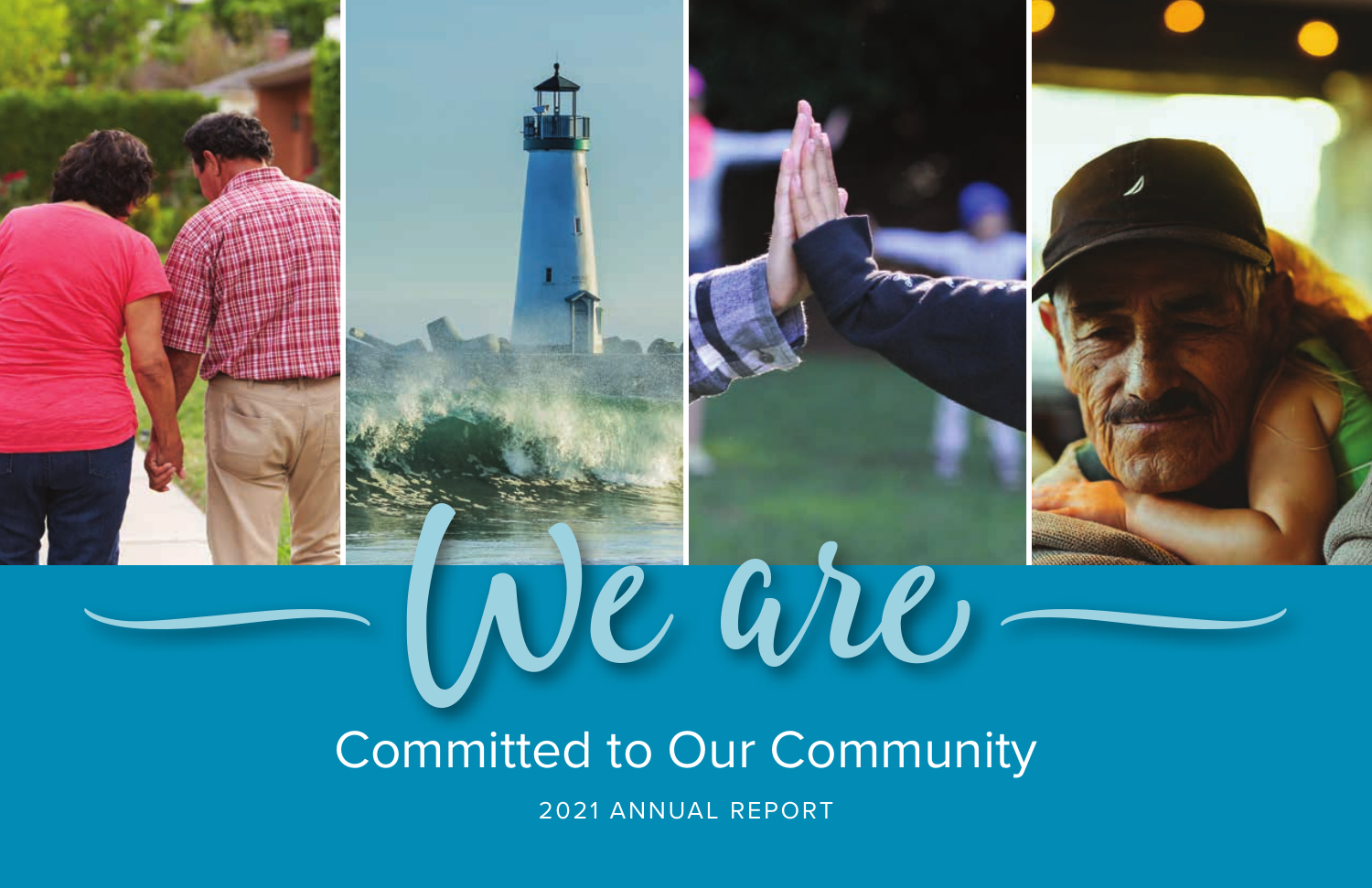# We are

## Committed to Our Community

2021 ANNUAL REPORT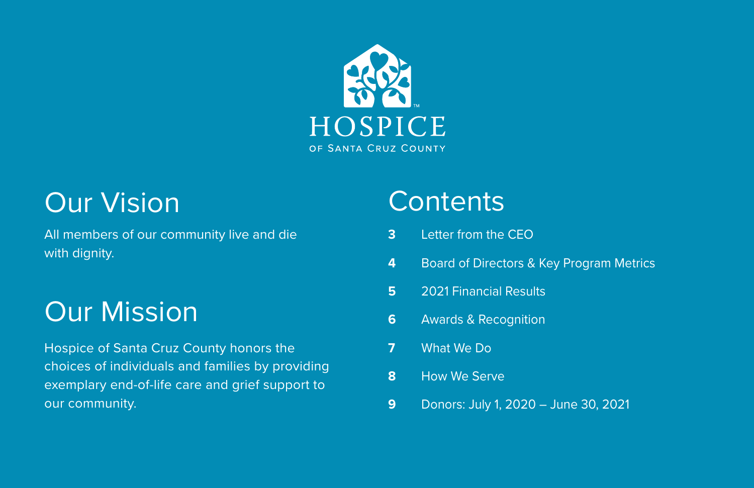HOSPICE

OF SANTA CRUZ COUNTY

## Our Vision

All members of our community live and die with dignity.

## Our Mission

Hospice of Santa Cruz County honors the choices of individuals and families by providing exemplary end-of-life care and grief support to our community.

## Contents

**3** Letter from the CEO

**4** Board of Directors & Key Program Metrics

**5** 2021 Financial Results

**6** Awards & Recognition

**7** What We Do

**8** How We Serve

**9** Donors: July 1, 2020 – June 30, 2021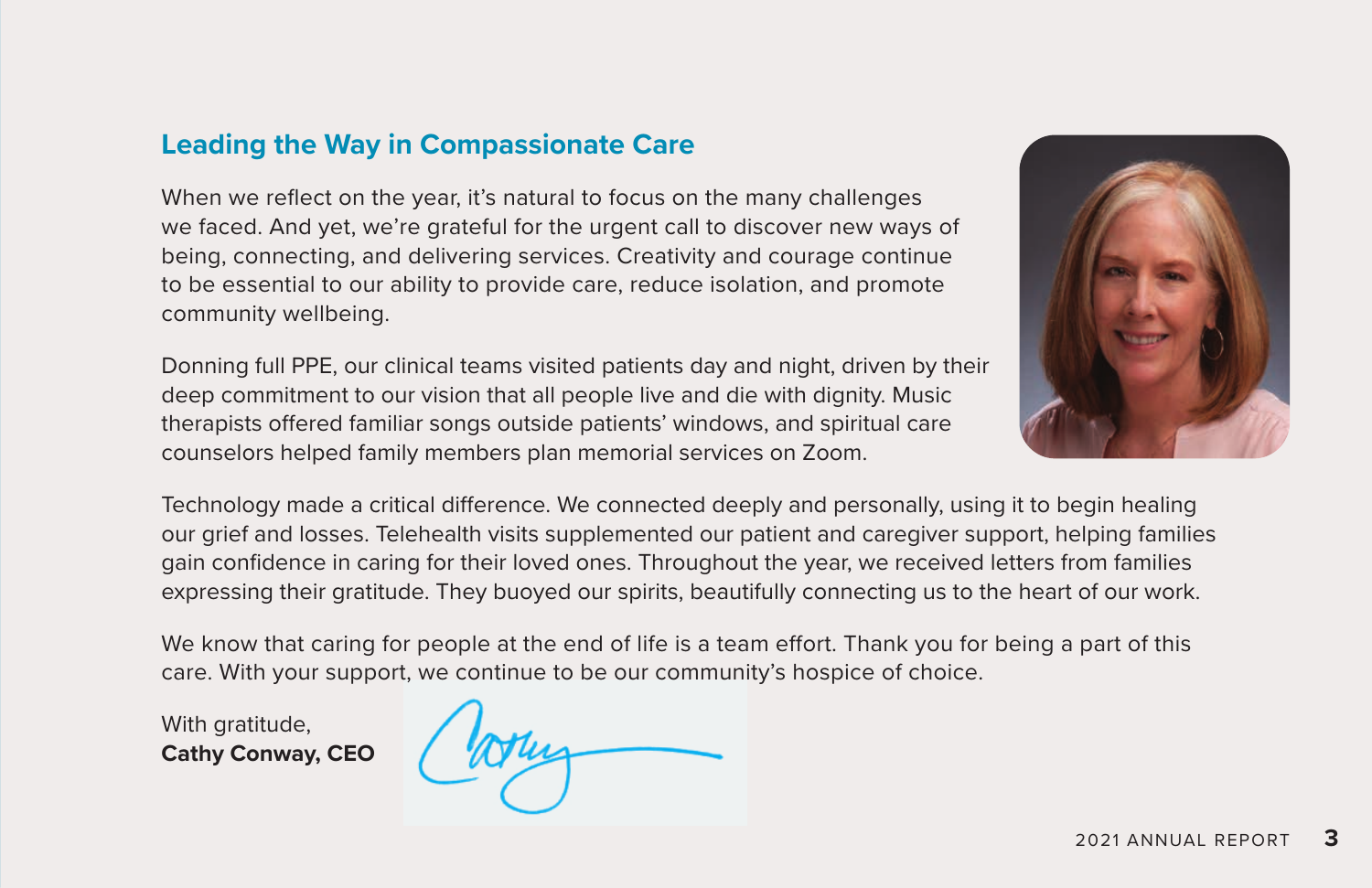## Leading the Way in Compassionate Care

When we reflect on the year, it's natural to focus on the many challenges we faced. And yet, we're grateful for the urgent call to discover new ways of being, connecting, and delivering services. Creativity and courage continue to be essential to our ability to provide care, reduce isolation, and promote community wellbeing.

Donning full PPE, our clinical teams visited patients day and night, driven by their deep commitment to our vision that all people live and die with dignity. Music therapists offered familiar songs outside patients' windows, and spiritual care counselors helped family members plan memorial services on Zoom.

Technology made a critical difference. We connected deeply and personally, using it to begin healing our grief and losses. Telehealth visits supplemented our patient and caregiver support, helping families gain confidence in caring for their loved ones. Throughout the year, we received letters from families expressing their gratitude. They buoyed our spirits, beautifully connecting us to the heart of our work.

We know that caring for people at the end of life is a team effort. Thank you for being a part of this care. With your support, we continue to be our community's hospice of choice.

With gratitude,
**Cathy Conway, CEO**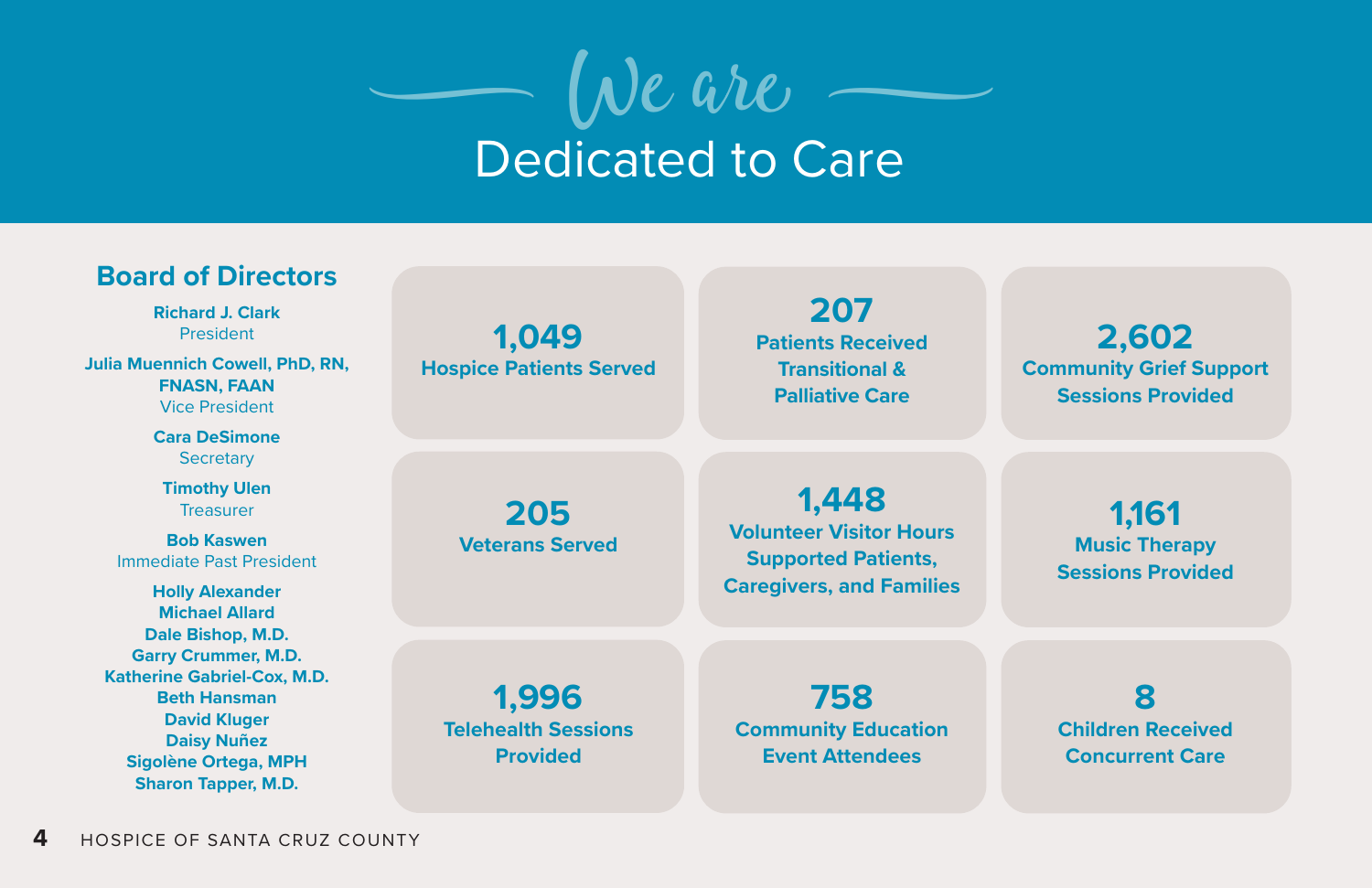# *We are* Dedicated to Care

## Board of Directors

**Richard J. Clark**
President

**Julia Muennich Cowell, PhD, RN, FNASN, FAAN**
Vice President

**Cara DeSimone**
Secretary

**Timothy Ulen**
Treasurer

**Bob Kaswen**
Immediate Past President

**Holly Alexander**
**Michael Allard**
**Dale Bishop, M.D.**
**Garry Crummer, M.D.**
**Katherine Gabriel-Cox, M.D.**
**Beth Hansman**
**David Kluger**
**Daisy Nuñez**
**Sigolène Ortega, MPH**
**Sharon Tapper, M.D.**

**1,049**
Hospice Patients Served

**207**
Patients Received Transitional & Palliative Care

**2,602**
Community Grief Support Sessions Provided

**205**
Veterans Served

**1,448**
Volunteer Visitor Hours Supported Patients, Caregivers, and Families

**1,161**
Music Therapy Sessions Provided

**1,996**
Telehealth Sessions Provided

**758**
Community Education Event Attendees

**8**
Children Received Concurrent Care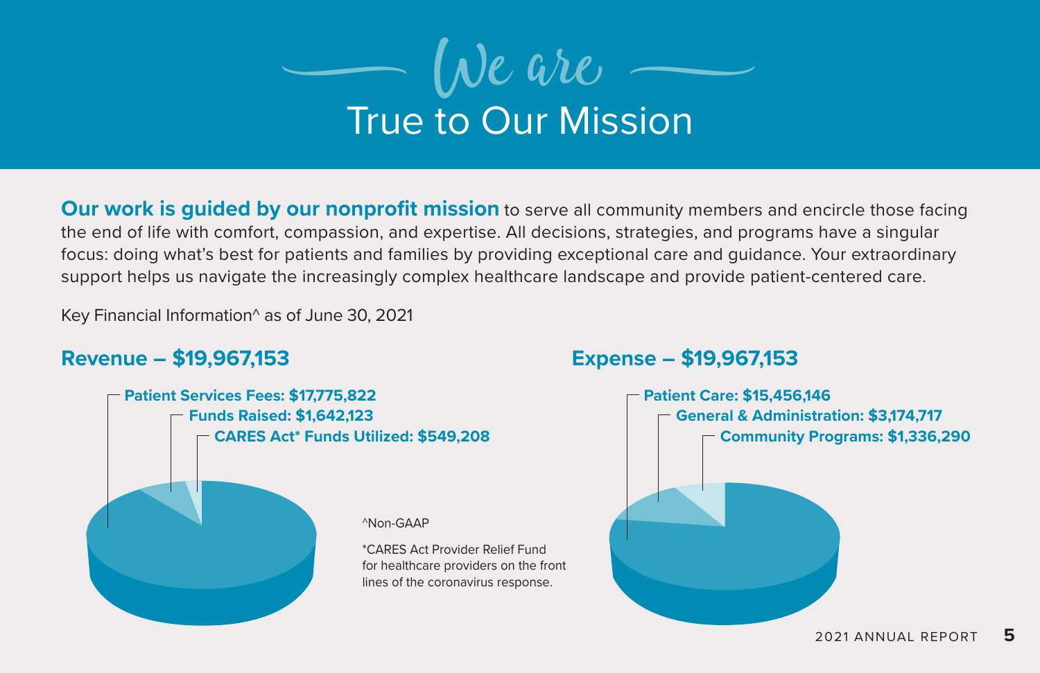# We are True to Our Mission

**Our work is guided by our nonprofit mission** to serve all community members and encircle those facing the end of life with comfort, compassion, and expertise. All decisions, strategies, and programs have a singular focus: doing what's best for patients and families by providing exceptional care and guidance. Your extraordinary support helps us navigate the increasingly complex healthcare landscape and provide patient-centered care.

Key Financial Information^ as of June 30, 2021

## Revenue – $19,967,153

- **Patient Services Fees: $17,775,822**
- **Funds Raised: $1,642,123**
- **CARES Act* Funds Utilized: $549,208**

## Expense – $19,967,153

- **Patient Care: $15,456,146**
- **General & Administration: $3,174,717**
- **Community Programs: $1,336,290**

^Non-GAAP

*CARES Act Provider Relief Fund for healthcare providers on the front lines of the coronavirus response.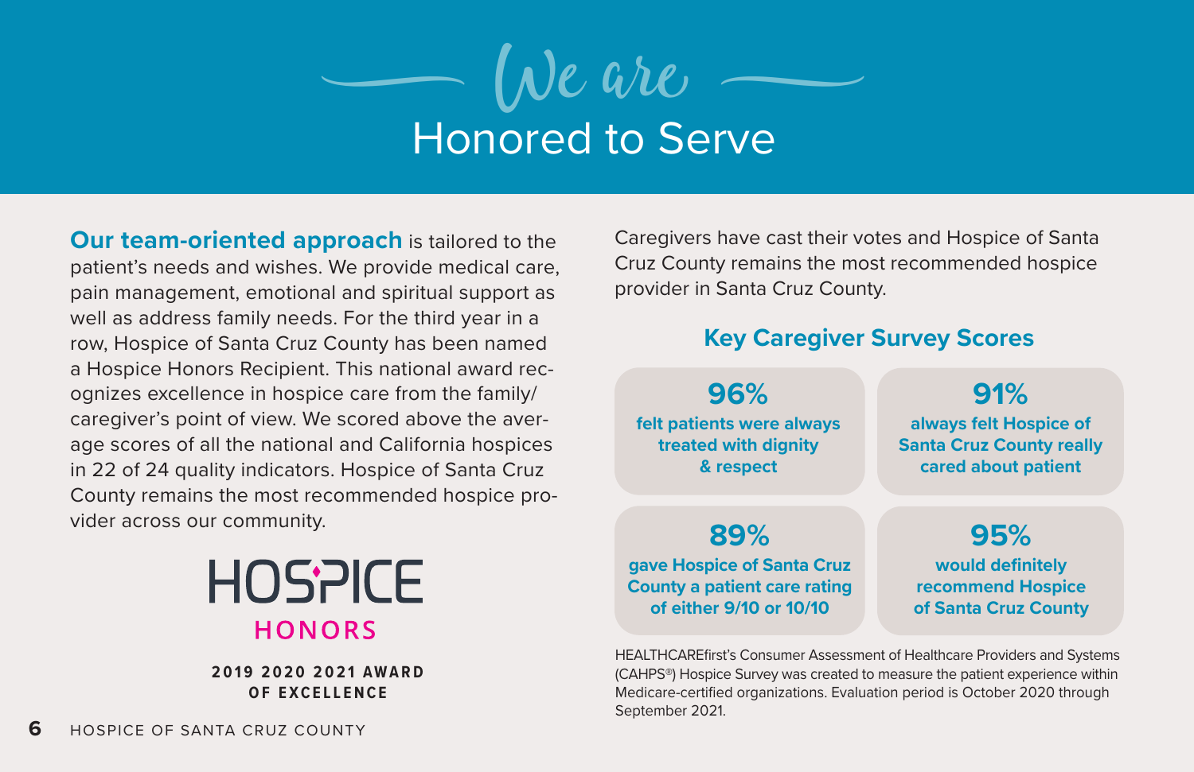# We are Honored to Serve

**Our team-oriented approach** is tailored to the patient's needs and wishes. We provide medical care, pain management, emotional and spiritual support as well as address family needs. For the third year in a row, Hospice of Santa Cruz County has been named a Hospice Honors Recipient. This national award recognizes excellence in hospice care from the family/caregiver's point of view. We scored above the average scores of all the national and California hospices in 22 of 24 quality indicators. Hospice of Santa Cruz County remains the most recommended hospice provider across our community.

HOSPICE HONORS

**2019 2020 2021 AWARD OF EXCELLENCE**

Caregivers have cast their votes and Hospice of Santa Cruz County remains the most recommended hospice provider in Santa Cruz County.

## Key Caregiver Survey Scores

**96%** felt patients were always treated with dignity & respect

**91%** always felt Hospice of Santa Cruz County really cared about patient

**89%** gave Hospice of Santa Cruz County a patient care rating of either 9/10 or 10/10

**95%** would definitely recommend Hospice of Santa Cruz County

HEALTHCAREfirst's Consumer Assessment of Healthcare Providers and Systems (CAHPS®) Hospice Survey was created to measure the patient experience within Medicare-certified organizations. Evaluation period is October 2020 through September 2021.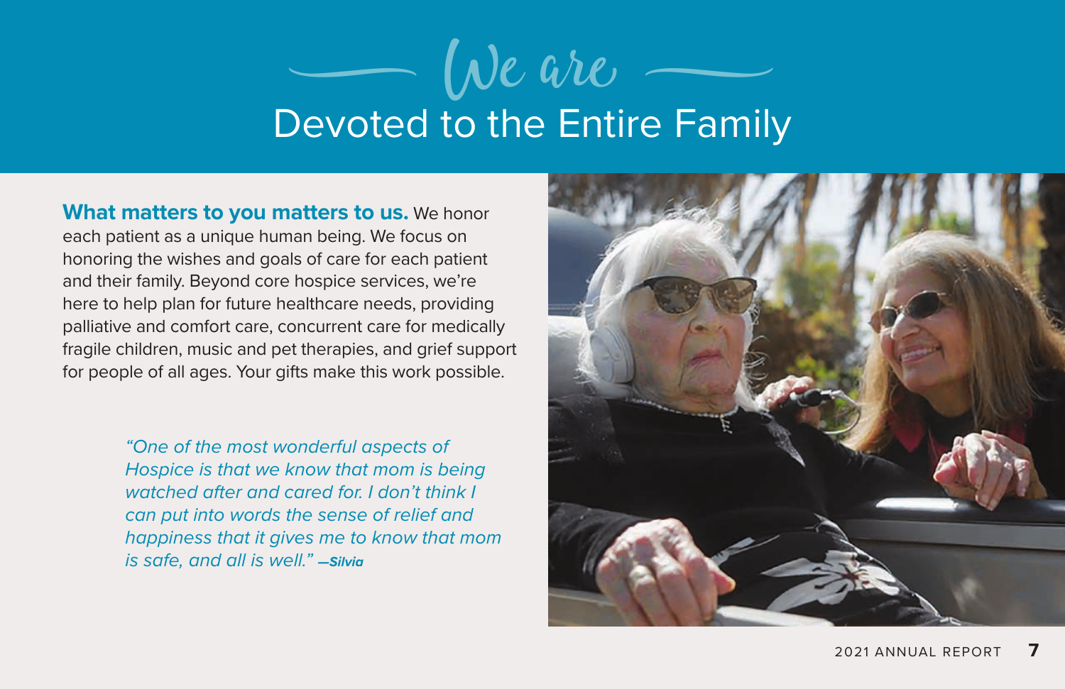# We are
# Devoted to the Entire Family

**What matters to you matters to us.** We honor each patient as a unique human being. We focus on honoring the wishes and goals of care for each patient and their family. Beyond core hospice services, we're here to help plan for future healthcare needs, providing palliative and comfort care, concurrent care for medically fragile children, music and pet therapies, and grief support for people of all ages. Your gifts make this work possible.

> *"One of the most wonderful aspects of Hospice is that we know that mom is being watched after and cared for. I don't think I can put into words the sense of relief and happiness that it gives me to know that mom is safe, and all is well."* ***—Silvia***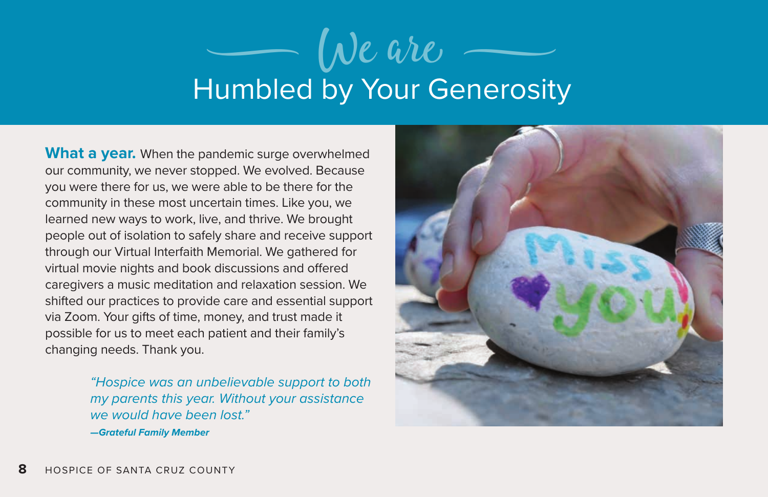# We are Humbled by Your Generosity

**What a year.** When the pandemic surge overwhelmed our community, we never stopped. We evolved. Because you were there for us, we were able to be there for the community in these most uncertain times. Like you, we learned new ways to work, live, and thrive. We brought people out of isolation to safely share and receive support through our Virtual Interfaith Memorial. We gathered for virtual movie nights and book discussions and offered caregivers a music meditation and relaxation session. We shifted our practices to provide care and essential support via Zoom. Your gifts of time, money, and trust made it possible for us to meet each patient and their family's changing needs. Thank you.

*"Hospice was an unbelievable support to both my parents this year. Without your assistance we would have been lost."*

***—Grateful Family Member***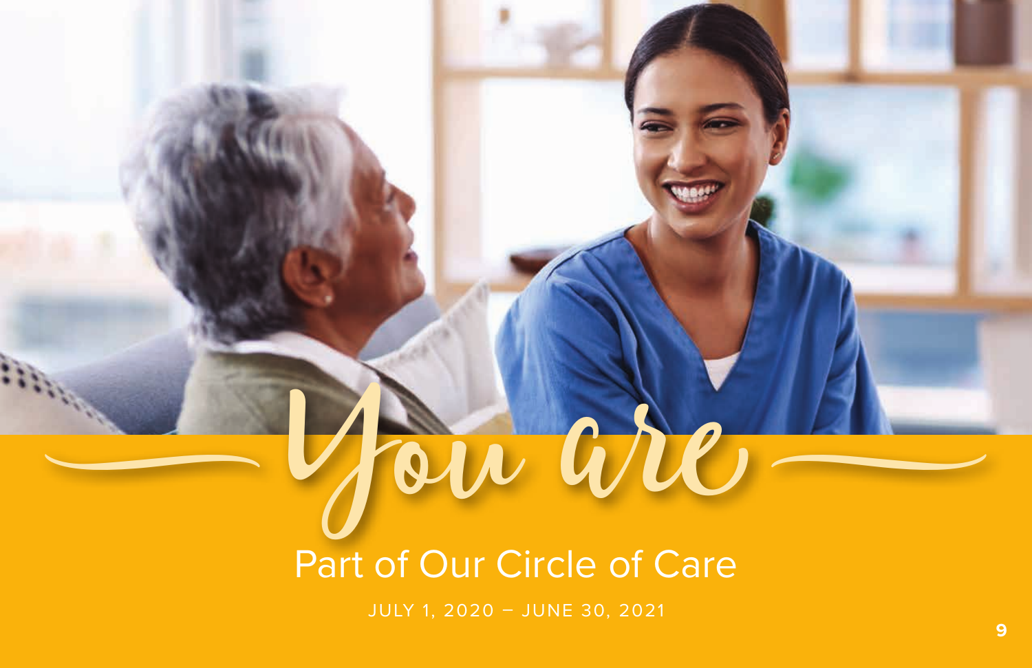# You are

## Part of Our Circle of Care

JULY 1, 2020 – JUNE 30, 2021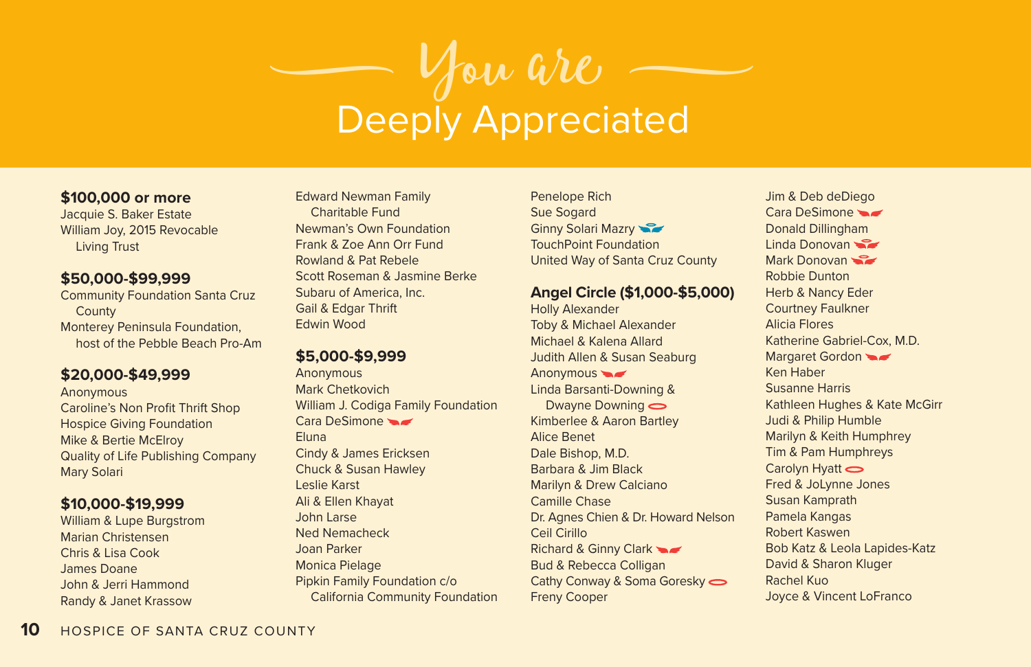# You are Deeply Appreciated

### $100,000 or more

Jacquie S. Baker Estate
William Joy, 2015 Revocable Living Trust

### $50,000-$99,999

Community Foundation Santa Cruz County
Monterey Peninsula Foundation, host of the Pebble Beach Pro-Am

### $20,000-$49,999

Anonymous
Caroline's Non Profit Thrift Shop
Hospice Giving Foundation
Mike & Bertie McElroy
Quality of Life Publishing Company
Mary Solari

### $10,000-$19,999

William & Lupe Burgstrom
Marian Christensen
Chris & Lisa Cook
James Doane
John & Jerri Hammond
Randy & Janet Krassow
Edward Newman Family Charitable Fund
Newman's Own Foundation
Frank & Zoe Ann Orr Fund
Rowland & Pat Rebele
Scott Roseman & Jasmine Berke
Subaru of America, Inc.
Gail & Edgar Thrift
Edwin Wood

### $5,000-$9,999

Anonymous
Mark Chetkovich
William J. Codiga Family Foundation
Cara DeSimone
Eluna
Cindy & James Ericksen
Chuck & Susan Hawley
Leslie Karst
Ali & Ellen Khayat
John Larse
Ned Nemacheck
Joan Parker
Monica Pielage
Pipkin Family Foundation c/o California Community Foundation
Penelope Rich
Sue Sogard
Ginny Solari Mazry
TouchPoint Foundation
United Way of Santa Cruz County

### Angel Circle ($1,000-$5,000)

Holly Alexander
Toby & Michael Alexander
Michael & Kalena Allard
Judith Allen & Susan Seaburg
Anonymous
Linda Barsanti-Downing & Dwayne Downing
Kimberlee & Aaron Bartley
Alice Benet
Dale Bishop, M.D.
Barbara & Jim Black
Marilyn & Drew Calciano
Camille Chase
Dr. Agnes Chien & Dr. Howard Nelson
Ceil Cirillo
Richard & Ginny Clark
Bud & Rebecca Colligan
Cathy Conway & Soma Goresky
Freny Cooper
Jim & Deb deDiego
Cara DeSimone
Donald Dillingham
Linda Donovan
Mark Donovan
Robbie Dunton
Herb & Nancy Eder
Courtney Faulkner
Alicia Flores
Katherine Gabriel-Cox, M.D.
Margaret Gordon
Ken Haber
Susanne Harris
Kathleen Hughes & Kate McGirr
Judi & Philip Humble
Marilyn & Keith Humphrey
Tim & Pam Humphreys
Carolyn Hyatt
Fred & JoLynne Jones
Susan Kamprath
Pamela Kangas
Robert Kaswen
Bob Katz & Leola Lapides-Katz
David & Sharon Kluger
Rachel Kuo
Joyce & Vincent LoFranco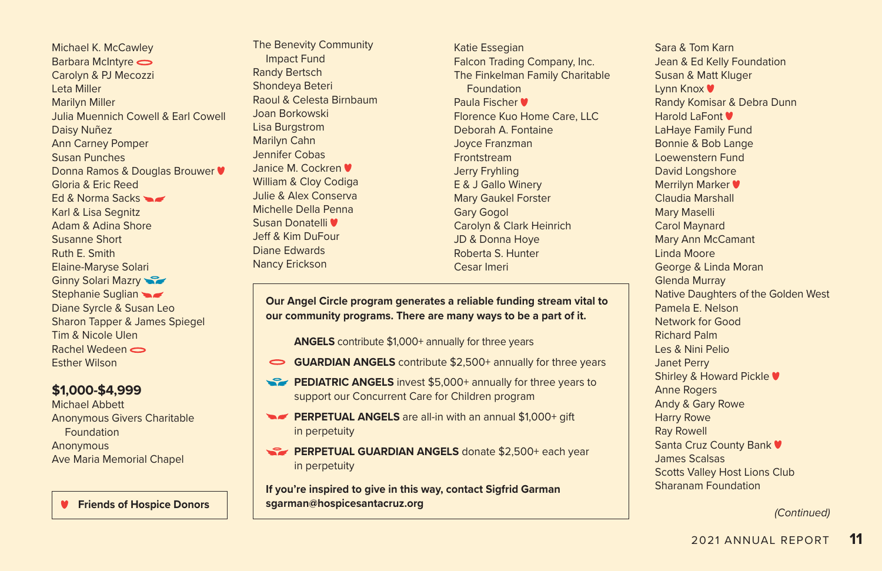Michael K. McCawley
Barbara McIntyre
Carolyn & PJ Mecozzi
Leta Miller
Marilyn Miller
Julia Muennich Cowell & Earl Cowell
Daisy Nuñez
Ann Carney Pomper
Susan Punches
Donna Ramos & Douglas Brouwer
Gloria & Eric Reed
Ed & Norma Sacks
Karl & Lisa Segnitz
Adam & Adina Shore
Susanne Short
Ruth E. Smith
Elaine-Maryse Solari
Ginny Solari Mazry
Stephanie Suglian
Diane Syrcle & Susan Leo
Sharon Tapper & James Spiegel
Tim & Nicole Ulen
Rachel Wedeen
Esther Wilson

## $1,000-$4,999

Michael Abbett
Anonymous Givers Charitable Foundation
Anonymous
Ave Maria Memorial Chapel

**Friends of Hospice Donors**

The Benevity Community Impact Fund
Randy Bertsch
Shondeya Beteri
Raoul & Celesta Birnbaum
Joan Borkowski
Lisa Burgstrom
Marilyn Cahn
Jennifer Cobas
Janice M. Cockren
William & Cloy Codiga
Julie & Alex Conserva
Michelle Della Penna
Susan Donatelli
Jeff & Kim DuFour
Diane Edwards
Nancy Erickson

**Our Angel Circle program generates a reliable funding stream vital to our community programs. There are many ways to be a part of it.**

**ANGELS** contribute $1,000+ annually for three years

**GUARDIAN ANGELS** contribute $2,500+ annually for three years

**PEDIATRIC ANGELS** invest $5,000+ annually for three years to support our Concurrent Care for Children program

**PERPETUAL ANGELS** are all-in with an annual $1,000+ gift in perpetuity

**PERPETUAL GUARDIAN ANGELS** donate $2,500+ each year in perpetuity

**If you're inspired to give in this way, contact Sigfrid Garman sgarman@hospicesantacruz.org**

Katie Essegian
Falcon Trading Company, Inc.
The Finkelman Family Charitable Foundation
Paula Fischer
Florence Kuo Home Care, LLC
Deborah A. Fontaine
Joyce Franzman
Frontstream
Jerry Fryhling
E & J Gallo Winery
Mary Gaukel Forster
Gary Gogol
Carolyn & Clark Heinrich
JD & Donna Hoye
Roberta S. Hunter
Cesar Imeri

Sara & Tom Karn
Jean & Ed Kelly Foundation
Susan & Matt Kluger
Lynn Knox
Randy Komisar & Debra Dunn
Harold LaFont
LaHaye Family Fund
Bonnie & Bob Lange
Loewenstern Fund
David Longshore
Merrilyn Marker
Claudia Marshall
Mary Maselli
Carol Maynard
Mary Ann McCamant
Linda Moore
George & Linda Moran
Glenda Murray
Native Daughters of the Golden West
Pamela E. Nelson
Network for Good
Richard Palm
Les & Nini Pelio
Janet Perry
Shirley & Howard Pickle
Anne Rogers
Andy & Gary Rowe
Harry Rowe
Ray Rowell
Santa Cruz County Bank
James Scalsas
Scotts Valley Host Lions Club
Sharanam Foundation

*(Continued)*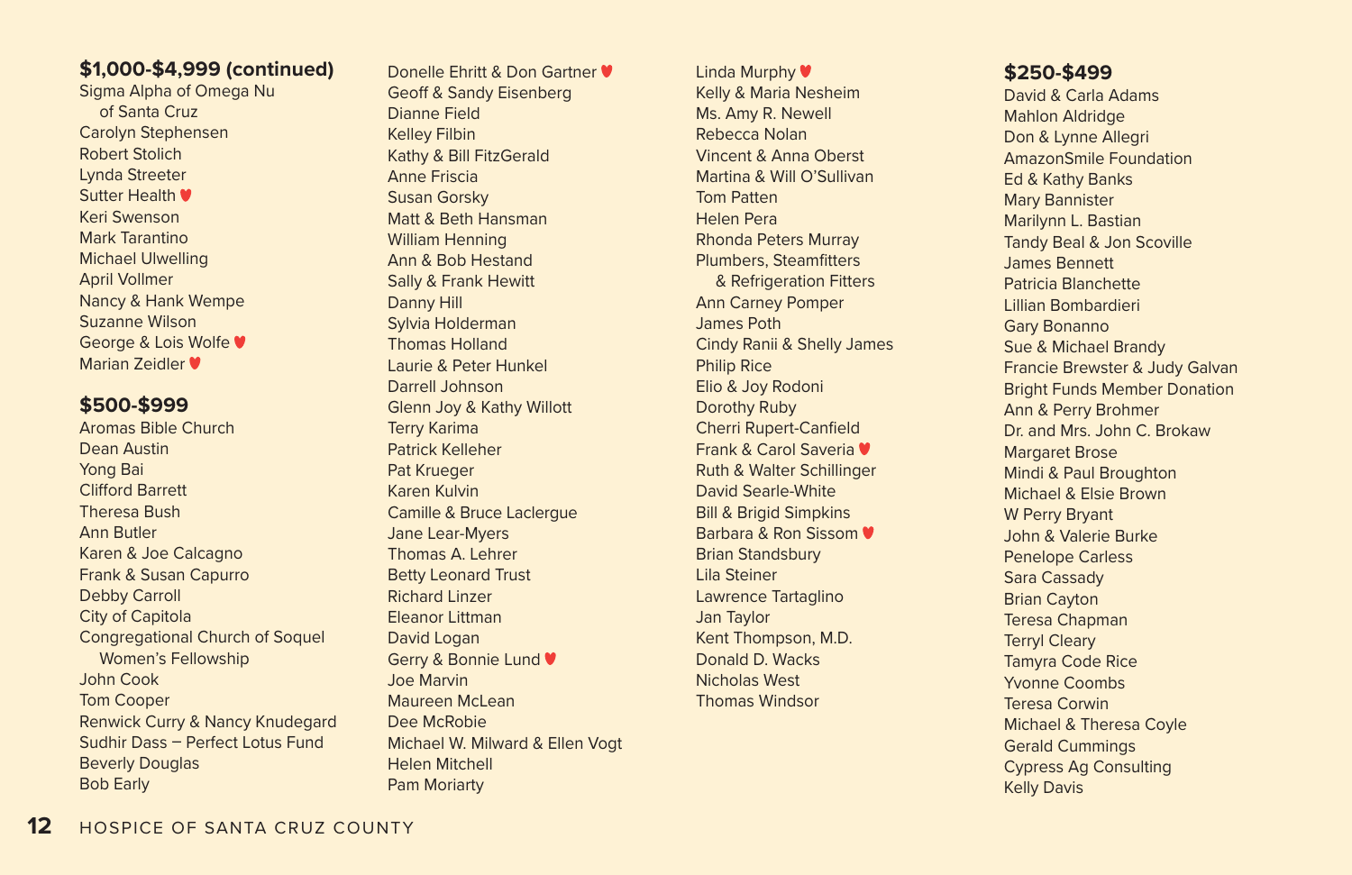### $1,000-$4,999 (continued)

Sigma Alpha of Omega Nu of Santa Cruz
Carolyn Stephensen
Robert Stolich
Lynda Streeter
Sutter Health ♥
Keri Swenson
Mark Tarantino
Michael Ulwelling
April Vollmer
Nancy & Hank Wempe
Suzanne Wilson
George & Lois Wolfe ♥
Marian Zeidler ♥

### $500-$999

Aromas Bible Church
Dean Austin
Yong Bai
Clifford Barrett
Theresa Bush
Ann Butler
Karen & Joe Calcagno
Frank & Susan Capurro
Debby Carroll
City of Capitola
Congregational Church of Soquel Women's Fellowship
John Cook
Tom Cooper
Renwick Curry & Nancy Knudegard
Sudhir Dass – Perfect Lotus Fund
Beverly Douglas
Bob Early
Donelle Ehritt & Don Gartner ♥
Geoff & Sandy Eisenberg
Dianne Field
Kelley Filbin
Kathy & Bill FitzGerald
Anne Friscia
Susan Gorsky
Matt & Beth Hansman
William Henning
Ann & Bob Hestand
Sally & Frank Hewitt
Danny Hill
Sylvia Holderman
Thomas Holland
Laurie & Peter Hunkel
Darrell Johnson
Glenn Joy & Kathy Willott
Terry Karima
Patrick Kelleher
Pat Krueger
Karen Kulvin
Camille & Bruce Laclergue
Jane Lear-Myers
Thomas A. Lehrer
Betty Leonard Trust
Richard Linzer
Eleanor Littman
David Logan
Gerry & Bonnie Lund ♥
Joe Marvin
Maureen McLean
Dee McRobie
Michael W. Milward & Ellen Vogt
Helen Mitchell
Pam Moriarty
Linda Murphy ♥
Kelly & Maria Nesheim
Ms. Amy R. Newell
Rebecca Nolan
Vincent & Anna Oberst
Martina & Will O'Sullivan
Tom Patten
Helen Pera
Rhonda Peters Murray
Plumbers, Steamfitters & Refrigeration Fitters
Ann Carney Pomper
James Poth
Cindy Ranii & Shelly James
Philip Rice
Elio & Joy Rodoni
Dorothy Ruby
Cherri Rupert-Canfield
Frank & Carol Saveria ♥
Ruth & Walter Schillinger
David Searle-White
Bill & Brigid Simpkins
Barbara & Ron Sissom ♥
Brian Standsbury
Lila Steiner
Lawrence Tartaglino
Jan Taylor
Kent Thompson, M.D.
Donald D. Wacks
Nicholas West
Thomas Windsor

### $250-$499

David & Carla Adams
Mahlon Aldridge
Don & Lynne Allegri
AmazonSmile Foundation
Ed & Kathy Banks
Mary Bannister
Marilynn L. Bastian
Tandy Beal & Jon Scoville
James Bennett
Patricia Blanchette
Lillian Bombardieri
Gary Bonanno
Sue & Michael Brandy
Francie Brewster & Judy Galvan
Bright Funds Member Donation
Ann & Perry Brohmer
Dr. and Mrs. John C. Brokaw
Margaret Brose
Mindi & Paul Broughton
Michael & Elsie Brown
W Perry Bryant
John & Valerie Burke
Penelope Carless
Sara Cassady
Brian Cayton
Teresa Chapman
Terryl Cleary
Tamyra Code Rice
Yvonne Coombs
Teresa Corwin
Michael & Theresa Coyle
Gerald Cummings
Cypress Ag Consulting
Kelly Davis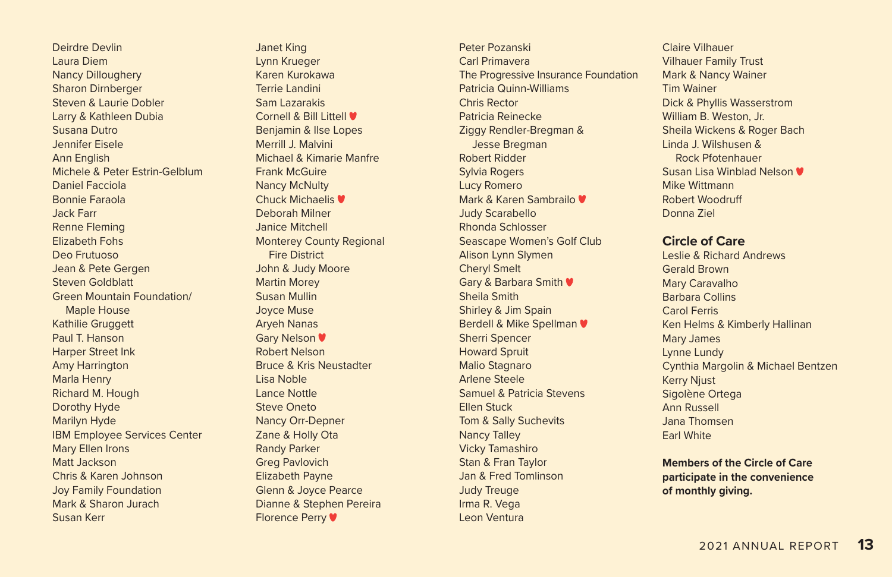Deirdre Devlin
Laura Diem
Nancy Dilloughery
Sharon Dirnberger
Steven & Laurie Dobler
Larry & Kathleen Dubia
Susana Dutro
Jennifer Eisele
Ann English
Michele & Peter Estrin-Gelblum
Daniel Facciola
Bonnie Faraola
Jack Farr
Renne Fleming
Elizabeth Fohs
Deo Frutuoso
Jean & Pete Gergen
Steven Goldblatt
Green Mountain Foundation/ Maple House
Kathilie Gruggett
Paul T. Hanson
Harper Street Ink
Amy Harrington
Marla Henry
Richard M. Hough
Dorothy Hyde
Marilyn Hyde
IBM Employee Services Center
Mary Ellen Irons
Matt Jackson
Chris & Karen Johnson
Joy Family Foundation
Mark & Sharon Jurach
Susan Kerr

Janet King
Lynn Krueger
Karen Kurokawa
Terrie Landini
Sam Lazarakis
Cornell & Bill Littell ♥
Benjamin & Ilse Lopes
Merrill J. Malvini
Michael & Kimarie Manfre
Frank McGuire
Nancy McNulty
Chuck Michaelis ♥
Deborah Milner
Janice Mitchell
Monterey County Regional Fire District
John & Judy Moore
Martin Morey
Susan Mullin
Joyce Muse
Aryeh Nanas
Gary Nelson ♥
Robert Nelson
Bruce & Kris Neustadter
Lisa Noble
Lance Nottle
Steve Oneto
Nancy Orr-Depner
Zane & Holly Ota
Randy Parker
Greg Pavlovich
Elizabeth Payne
Glenn & Joyce Pearce
Dianne & Stephen Pereira
Florence Perry ♥

Peter Pozanski
Carl Primavera
The Progressive Insurance Foundation
Patricia Quinn-Williams
Chris Rector
Patricia Reinecke
Ziggy Rendler-Bregman & Jesse Bregman
Robert Ridder
Sylvia Rogers
Lucy Romero
Mark & Karen Sambrailo ♥
Judy Scarabello
Rhonda Schlosser
Seascape Women's Golf Club
Alison Lynn Slymen
Cheryl Smelt
Gary & Barbara Smith ♥
Sheila Smith
Shirley & Jim Spain
Berdell & Mike Spellman ♥
Sherri Spencer
Howard Spruit
Malio Stagnaro
Arlene Steele
Samuel & Patricia Stevens
Ellen Stuck
Tom & Sally Suchevits
Nancy Talley
Vicky Tamashiro
Stan & Fran Taylor
Jan & Fred Tomlinson
Judy Treuge
Irma R. Vega
Leon Ventura

Claire Vilhauer
Vilhauer Family Trust
Mark & Nancy Wainer
Tim Wainer
Dick & Phyllis Wasserstrom
William B. Weston, Jr.
Sheila Wickens & Roger Bach
Linda J. Wilshusen & Rock Pfotenhauer
Susan Lisa Winblad Nelson ♥
Mike Wittmann
Robert Woodruff
Donna Ziel

## Circle of Care

Leslie & Richard Andrews
Gerald Brown
Mary Caravalho
Barbara Collins
Carol Ferris
Ken Helms & Kimberly Hallinan
Mary James
Lynne Lundy
Cynthia Margolin & Michael Bentzen
Kerry Njust
Sigolène Ortega
Ann Russell
Jana Thomsen
Earl White

**Members of the Circle of Care participate in the convenience of monthly giving.**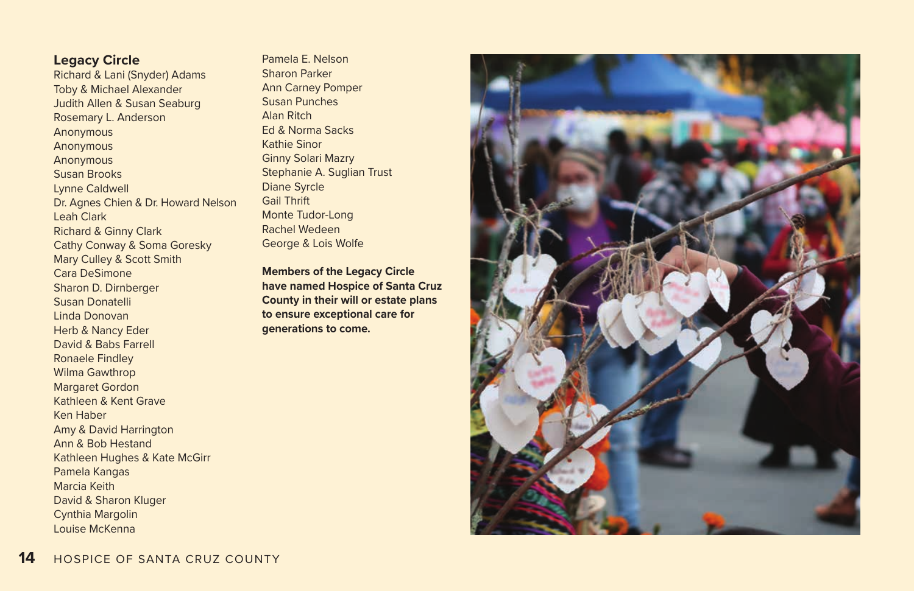## Legacy Circle

Richard & Lani (Snyder) Adams
Toby & Michael Alexander
Judith Allen & Susan Seaburg
Rosemary L. Anderson
Anonymous
Anonymous
Anonymous
Susan Brooks
Lynne Caldwell
Dr. Agnes Chien & Dr. Howard Nelson
Leah Clark
Richard & Ginny Clark
Cathy Conway & Soma Goresky
Mary Culley & Scott Smith
Cara DeSimone
Sharon D. Dirnberger
Susan Donatelli
Linda Donovan
Herb & Nancy Eder
David & Babs Farrell
Ronaele Findley
Wilma Gawthrop
Margaret Gordon
Kathleen & Kent Grave
Ken Haber
Amy & David Harrington
Ann & Bob Hestand
Kathleen Hughes & Kate McGirr
Pamela Kangas
Marcia Keith
David & Sharon Kluger
Cynthia Margolin
Louise McKenna
Pamela E. Nelson
Sharon Parker
Ann Carney Pomper
Susan Punches
Alan Ritch
Ed & Norma Sacks
Kathie Sinor
Ginny Solari Mazry
Stephanie A. Suglian Trust
Diane Syrcle
Gail Thrift
Monte Tudor-Long
Rachel Wedeen
George & Lois Wolfe

**Members of the Legacy Circle have named Hospice of Santa Cruz County in their will or estate plans to ensure exceptional care for generations to come.**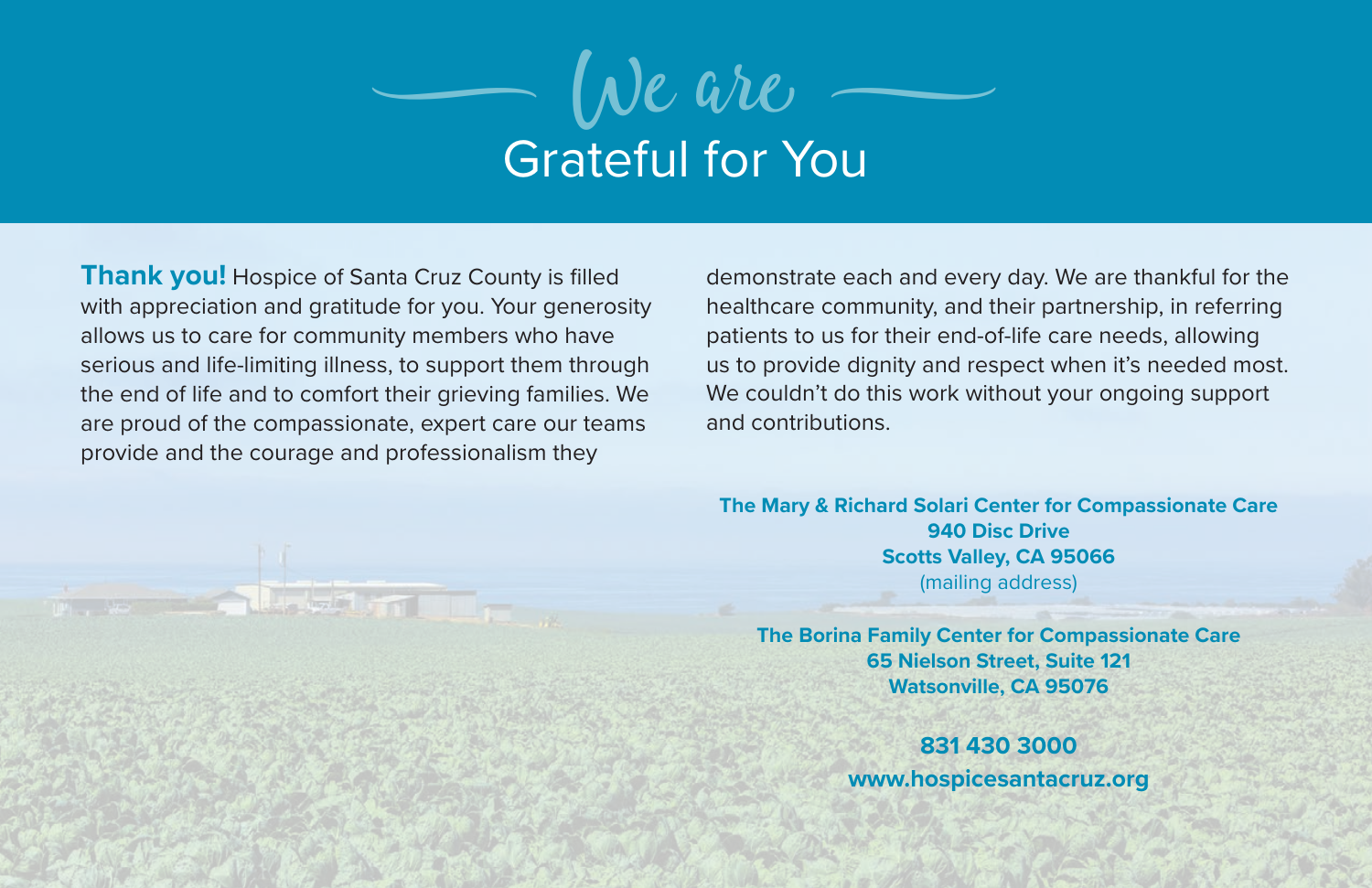# We are Grateful for You

**Thank you!** Hospice of Santa Cruz County is filled with appreciation and gratitude for you. Your generosity allows us to care for community members who have serious and life-limiting illness, to support them through the end of life and to comfort their grieving families. We are proud of the compassionate, expert care our teams provide and the courage and professionalism they demonstrate each and every day. We are thankful for the healthcare community, and their partnership, in referring patients to us for their end-of-life care needs, allowing us to provide dignity and respect when it's needed most. We couldn't do this work without your ongoing support and contributions.

**The Mary & Richard Solari Center for Compassionate Care**
**940 Disc Drive**
**Scotts Valley, CA 95066**
(mailing address)

**The Borina Family Center for Compassionate Care**
**65 Nielson Street, Suite 121**
**Watsonville, CA 95076**

**831 430 3000**
**www.hospicesantacruz.org**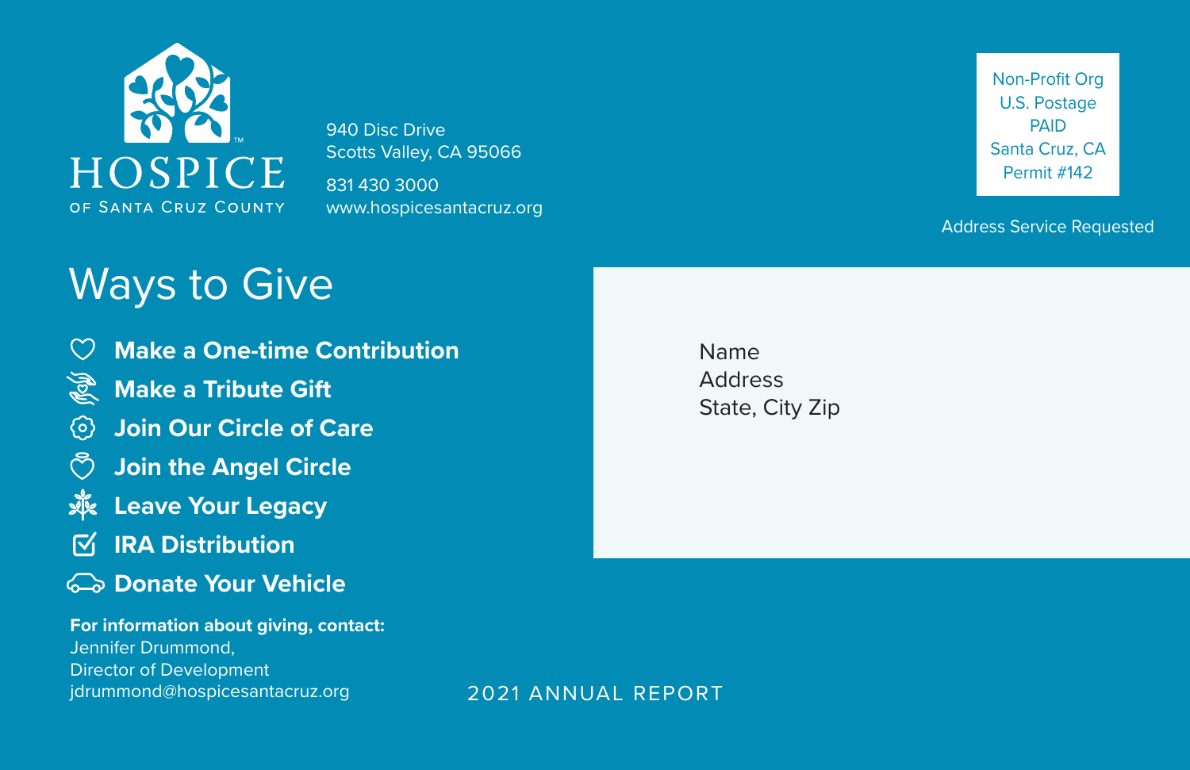HOSPICE
OF SANTA CRUZ COUNTY

940 Disc Drive
Scotts Valley, CA 95066

831 430 3000
www.hospicesantacruz.org

Non-Profit Org
U.S. Postage
PAID
Santa Cruz, CA
Permit #142

Address Service Requested

# Ways to Give

- **Make a One-time Contribution**
- **Make a Tribute Gift**
- **Join Our Circle of Care**
- **Join the Angel Circle**
- **Leave Your Legacy**
- **IRA Distribution**
- **Donate Your Vehicle**

**For information about giving, contact:**
Jennifer Drummond,
Director of Development
jdrummond@hospicesantacruz.org

Name
Address
State, City Zip

2021 ANNUAL REPORT